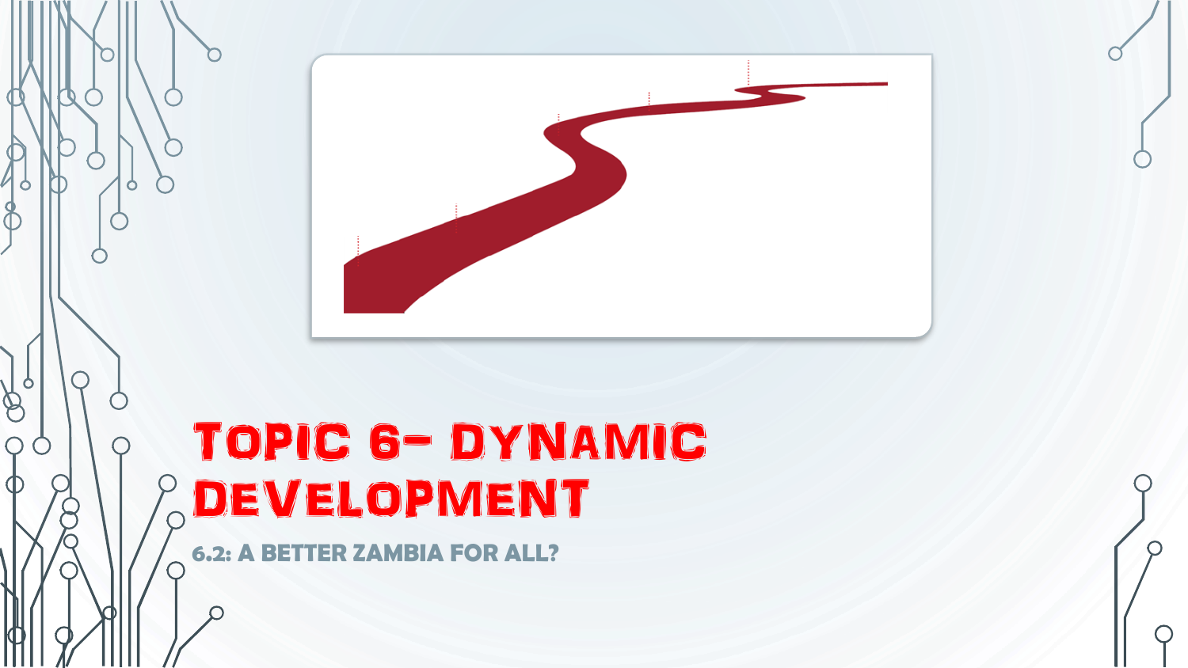# Topic 6- Dynamic Development

## 6.2: A Better Zambia for All?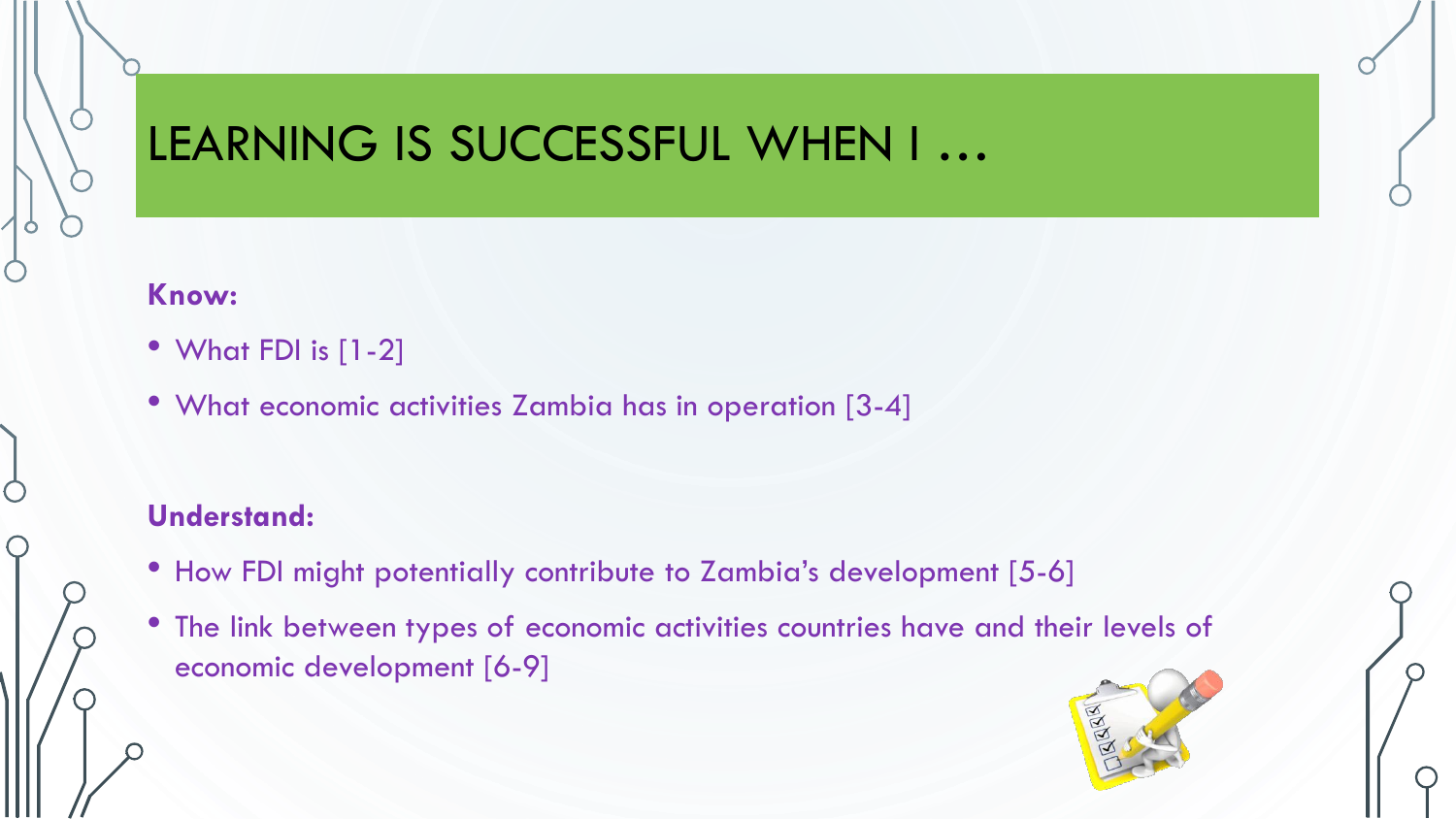# LEARNING IS SUCCESSFUL WHEN I …

**Know:**

- What FDI is [1-2]
- What economic activities Zambia has in operation [3-4]

**Understand:**

- How FDI might potentially contribute to Zambia's development [5-6]
- The link between types of economic activities countries have and their levels of economic development [6-9]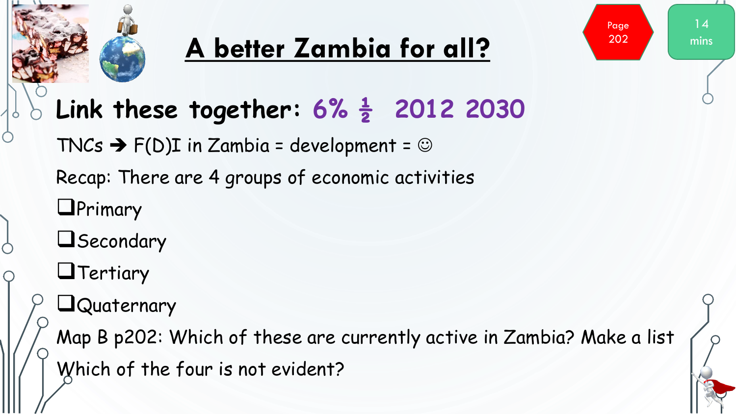# A better Zambia for all?

Page 202

14 mins

**Link these together: 6% ½ 2012 2030**

TNCs ➔ F(D)I in Zambia = development = ☺

Recap: There are 4 groups of economic activities

- ❑ Primary
- ❑ Secondary
- ❑ Tertiary
- ❑ Quaternary

Map B p202: Which of these are currently active in Zambia? Make a list

Which of the four is not evident?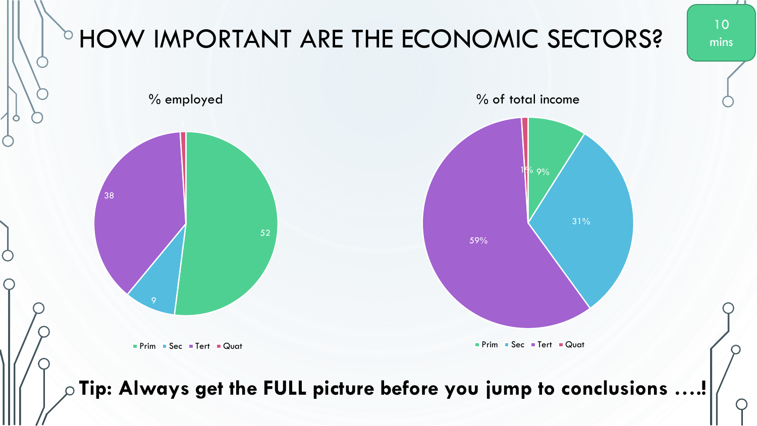# HOW IMPORTANT ARE THE ECONOMIC SECTORS?

10 mins

**% employed**

| Sector | % employed |
| --- | --- |
| Prim | 52 |
| Sec | 9 |
| Tert | 38 |
| Quat | 1 |

**% of total income**

| Sector | % of total income |
| --- | --- |
| Prim | 9% |
| Sec | 31% |
| Tert | 59% |
| Quat | 1% |

**Tip: Always get the FULL picture before you jump to conclusions ….!**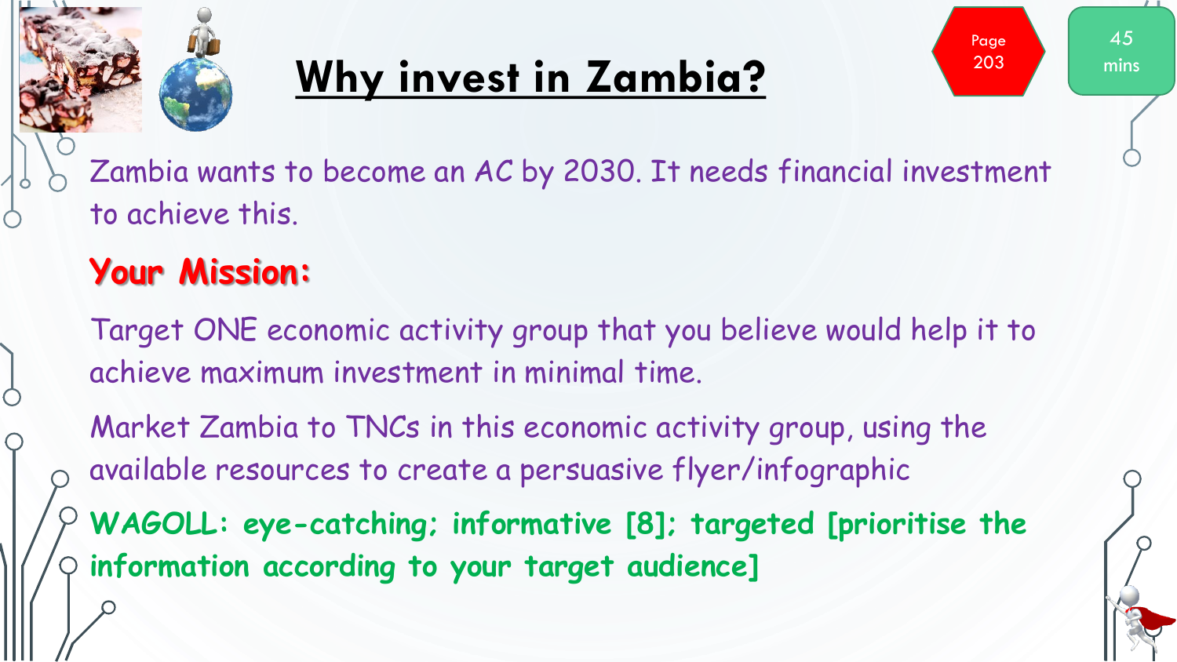# Why invest in Zambia?

Page 203

45 mins

Zambia wants to become an AC by 2030. It needs financial investment to achieve this.

## Your Mission:

Target ONE economic activity group that you believe would help it to achieve maximum investment in minimal time.

Market Zambia to TNCs in this economic activity group, using the available resources to create a persuasive flyer/infographic

**WAGOLL: eye-catching; informative [8]; targeted [prioritise the information according to your target audience]**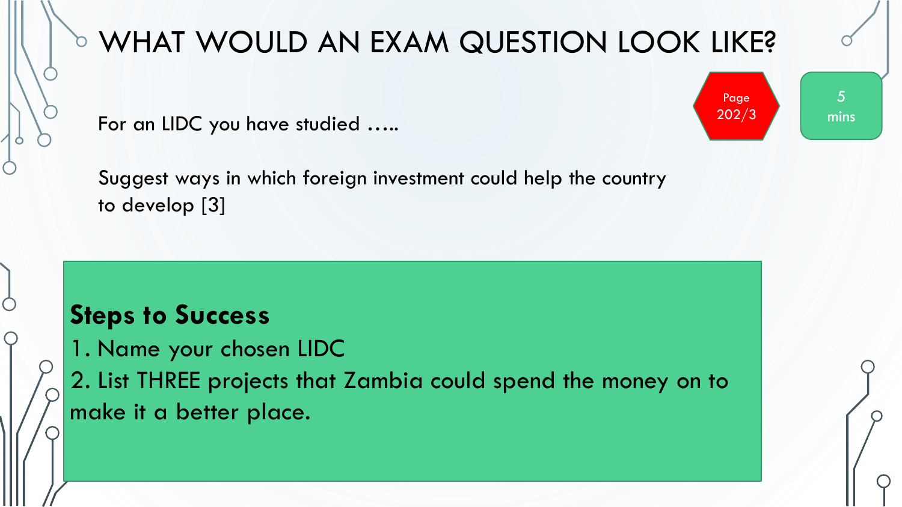# WHAT WOULD AN EXAM QUESTION LOOK LIKE?

Page 202/3

5 mins

For an LIDC you have studied …..

Suggest ways in which foreign investment could help the country to develop [3]

**Steps to Success**

1. Name your chosen LIDC
2. List THREE projects that Zambia could spend the money on to make it a better place.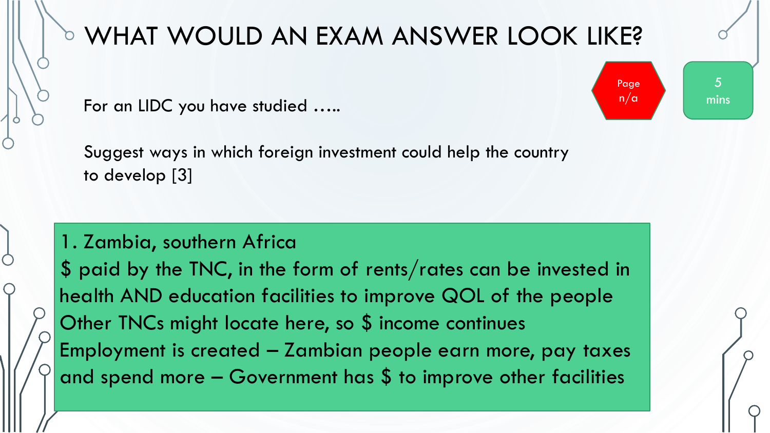# WHAT WOULD AN EXAM ANSWER LOOK LIKE?

Page n/a

5 mins

For an LIDC you have studied …..

Suggest ways in which foreign investment could help the country to develop [3]

1. Zambia, southern Africa
$ paid by the TNC, in the form of rents/rates can be invested in health AND education facilities to improve QOL of the people
Other TNCs might locate here, so $ income continues
Employment is created – Zambian people earn more, pay taxes and spend more – Government has $ to improve other facilities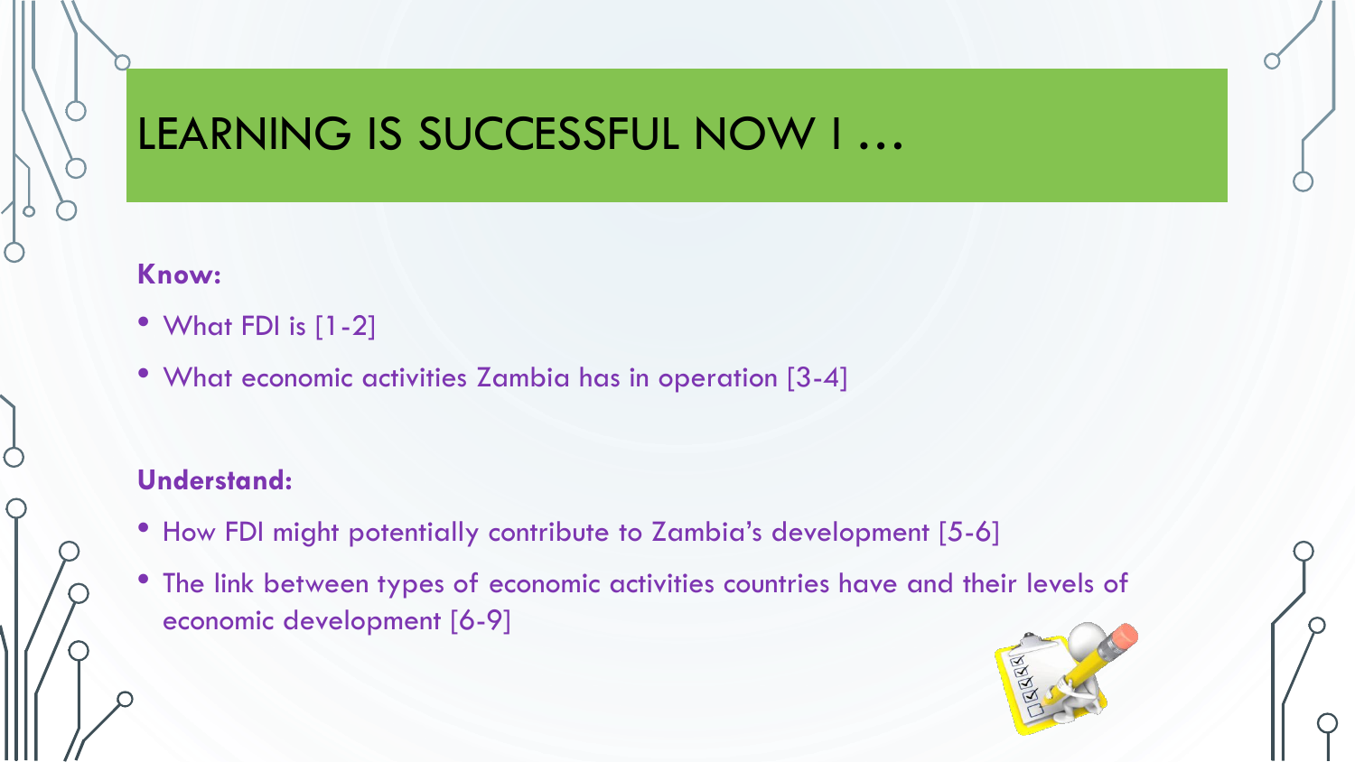# LEARNING IS SUCCESSFUL NOW I …

**Know:**

- What FDI is [1-2]
- What economic activities Zambia has in operation [3-4]

**Understand:**

- How FDI might potentially contribute to Zambia's development [5-6]
- The link between types of economic activities countries have and their levels of economic development [6-9]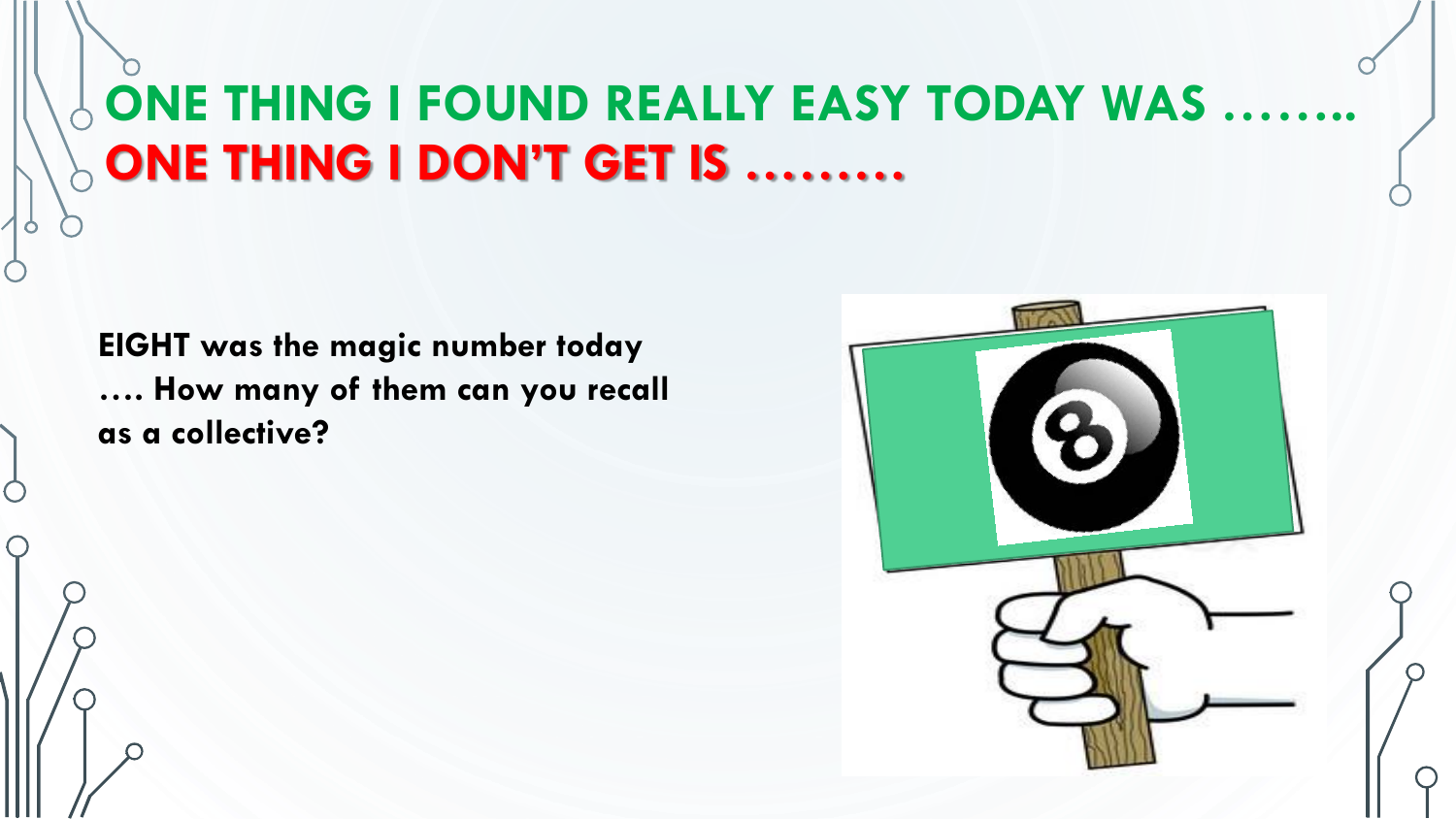# ONE THING I FOUND REALLY EASY TODAY WAS ……..
# ONE THING I DON'T GET IS ………

**EIGHT was the magic number today …. How many of them can you recall as a collective?**